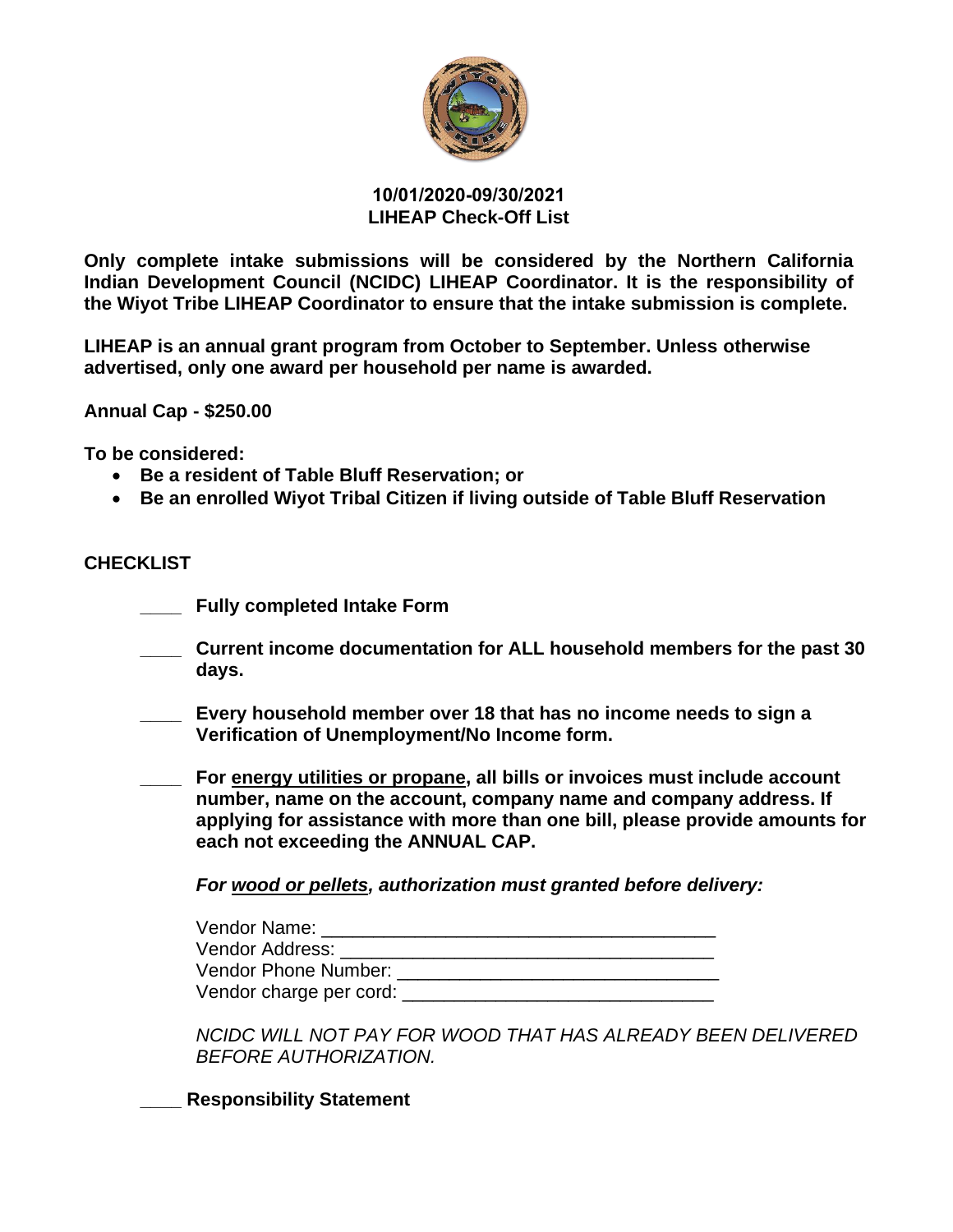**10/01/2020-09/30/2021**
**LIHEAP Check-Off List**

**Only complete intake submissions will be considered by the Northern California Indian Development Council (NCIDC) LIHEAP Coordinator. It is the responsibility of the Wiyot Tribe LIHEAP Coordinator to ensure that the intake submission is complete.**

**LIHEAP is an annual grant program from October to September. Unless otherwise advertised, only one award per household per name is awarded.**

**Annual Cap - $250.00**

**To be considered:**

- **Be a resident of Table Bluff Reservation; or**
- **Be an enrolled Wiyot Tribal Citizen if living outside of Table Bluff Reservation**

**CHECKLIST**

____ **Fully completed Intake Form**

____ **Current income documentation for ALL household members for the past 30 days.**

____ **Every household member over 18 that has no income needs to sign a Verification of Unemployment/No Income form.**

____ **For energy utilities or propane, all bills or invoices must include account number, name on the account, company name and company address. If applying for assistance with more than one bill, please provide amounts for each not exceeding the ANNUAL CAP.**

***For wood or pellets, authorization must granted before delivery:***

Vendor Name: ______________________________________
Vendor Address: ____________________________________
Vendor Phone Number: ________________________________
Vendor charge per cord: ______________________________

*NCIDC WILL NOT PAY FOR WOOD THAT HAS ALREADY BEEN DELIVERED BEFORE AUTHORIZATION.*

____ **Responsibility Statement**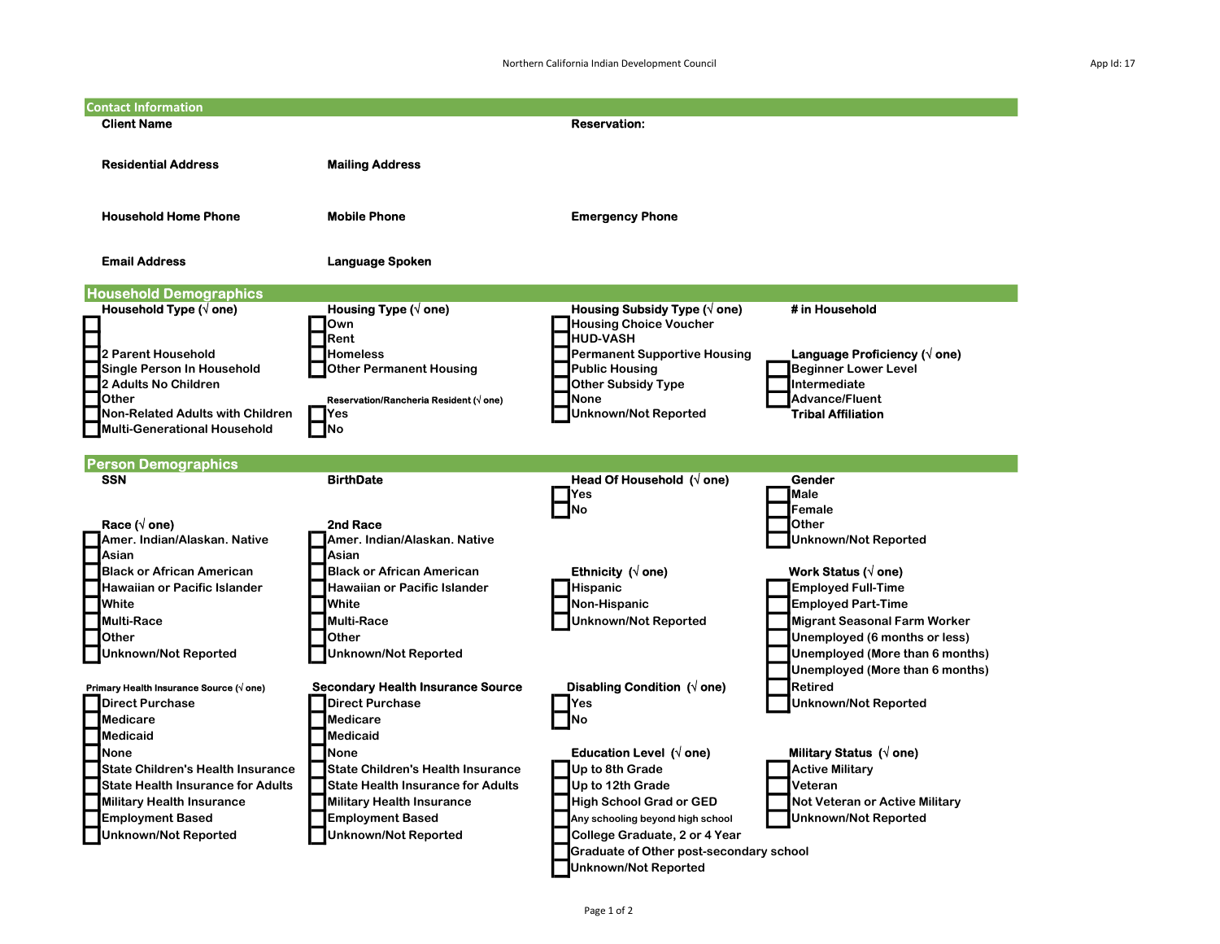Northern California Indian Development Council

App Id: 17

## Contact Information

**Client Name**

**Reservation:**

**Residential Address**

**Mailing Address**

**Household Home Phone**

**Mobile Phone**

**Emergency Phone**

**Email Address**

**Language Spoken**

## Household Demographics

**Household Type (√ one)**

- [ ] 
- [ ] 
- [ ] 2 Parent Household
- [ ] Single Person In Household
- [ ] 2 Adults No Children
- [ ] Other
- [ ] Non-Related Adults with Children
- [ ] Multi-Generational Household

**Housing Type (√ one)**

- [ ] Own
- [ ] Rent
- [ ] Homeless
- [ ] Other Permanent Housing

**Reservation/Rancheria Resident (√ one)**

- [ ] Yes
- [ ] No

**Housing Subsidy Type (√ one)**

- [ ] Housing Choice Voucher
- [ ] HUD-VASH
- [ ] Permanent Supportive Housing
- [ ] Public Housing
- [ ] Other Subsidy Type
- [ ] None
- [ ] Unknown/Not Reported

**# in Household**

**Language Proficiency (√ one)**

- [ ] Beginner Lower Level
- [ ] Intermediate
- [ ] Advance/Fluent

**Tribal Affiliation**

## Person Demographics

**SSN**

**BirthDate**

**Head Of Household (√ one)**

- [ ] Yes
- [ ] No

**Gender**

- [ ] Male
- [ ] Female
- [ ] Other
- [ ] Unknown/Not Reported

**Race (√ one)**

- [ ] Amer. Indian/Alaskan. Native
- [ ] Asian
- [ ] Black or African American
- [ ] Hawaiian or Pacific Islander
- [ ] White
- [ ] Multi-Race
- [ ] Other
- [ ] Unknown/Not Reported

**2nd Race**

- [ ] Amer. Indian/Alaskan. Native
- [ ] Asian
- [ ] Black or African American
- [ ] Hawaiian or Pacific Islander
- [ ] White
- [ ] Multi-Race
- [ ] Other
- [ ] Unknown/Not Reported

**Ethnicity (√ one)**

- [ ] Hispanic
- [ ] Non-Hispanic
- [ ] Unknown/Not Reported

**Work Status (√ one)**

- [ ] Employed Full-Time
- [ ] Employed Part-Time
- [ ] Migrant Seasonal Farm Worker
- [ ] Unemployed (6 months or less)
- [ ] Unemployed (More than 6 months)
- [ ] Unemployed (More than 6 months)
- [ ] Retired
- [ ] Unknown/Not Reported

**Primary Health Insurance Source (√ one)**

- [ ] Direct Purchase
- [ ] Medicare
- [ ] Medicaid
- [ ] None
- [ ] State Children's Health Insurance
- [ ] State Health Insurance for Adults
- [ ] Military Health Insurance
- [ ] Employment Based
- [ ] Unknown/Not Reported

**Secondary Health Insurance Source**

- [ ] Direct Purchase
- [ ] Medicare
- [ ] Medicaid
- [ ] None
- [ ] State Children's Health Insurance
- [ ] State Health Insurance for Adults
- [ ] Military Health Insurance
- [ ] Employment Based
- [ ] Unknown/Not Reported

**Disabling Condition (√ one)**

- [ ] Yes
- [ ] No

**Education Level (√ one)**

- [ ] Up to 8th Grade
- [ ] Up to 12th Grade
- [ ] High School Grad or GED
- [ ] Any schooling beyond high school
- [ ] College Graduate, 2 or 4 Year
- [ ] Graduate of Other post-secondary school
- [ ] Unknown/Not Reported

**Military Status (√ one)**

- [ ] Active Military
- [ ] Veteran
- [ ] Not Veteran or Active Military
- [ ] Unknown/Not Reported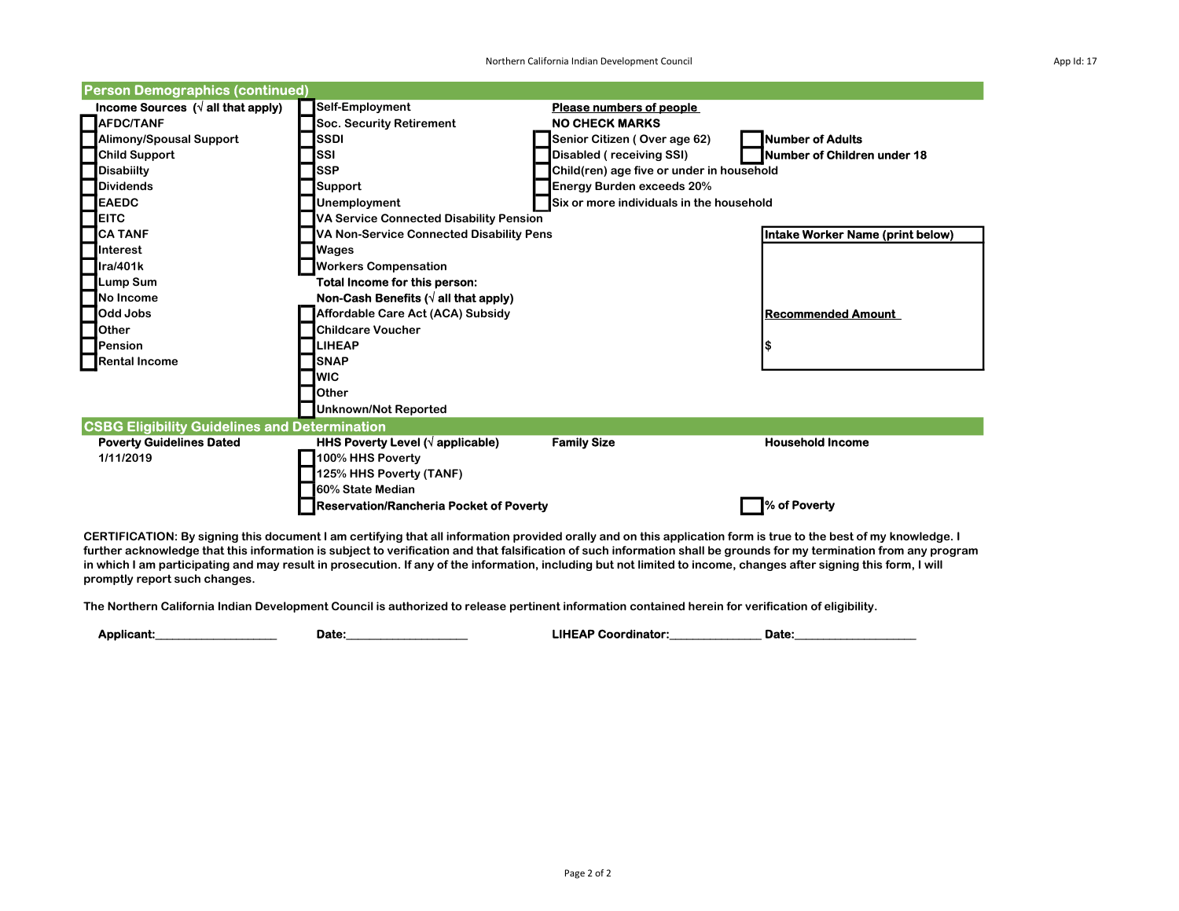## Person Demographics (continued)

**Income Sources (√ all that apply)**

- ☐ AFDC/TANF
- ☐ Alimony/Spousal Support
- ☐ Child Support
- ☐ Disabiilty
- ☐ Dividends
- ☐ EAEDC
- ☐ EITC
- ☐ CA TANF
- ☐ Interest
- ☐ Ira/401k
- ☐ Lump Sum
- ☐ No Income
- ☐ Odd Jobs
- ☐ Other
- ☐ Pension
- ☐ Rental Income
- ☐ Self-Employment
- ☐ Soc. Security Retirement
- ☐ SSDI
- ☐ SSI
- ☐ SSP
- ☐ Support
- ☐ Unemployment
- ☐ VA Service Connected Disability Pension
- ☐ VA Non-Service Connected Disability Pens
- ☐ Wages
- ☐ Workers Compensation

**Total Income for this person:**

**Non-Cash Benefits (√ all that apply)**

- ☐ Affordable Care Act (ACA) Subsidy
- ☐ Childcare Voucher
- ☐ LIHEAP
- ☐ SNAP
- ☐ WIC
- ☐ Other
- ☐ Unknown/Not Reported

**Please numbers of people**
**NO CHECK MARKS**

- ☐ Senior Citizen ( Over age 62)
- ☐ Disabled ( receiving SSI)
- ☐ Child(ren) age five or under in household
- ☐ Energy Burden exceeds 20%
- ☐ Six or more individuals in the household

- ☐ **Number of Adults**
- ☐ **Number of Children under 18**

**Intake Worker Name (print below)**

**Recommended Amount**

$

## CSBG Eligibility Guidelines and Determination

**Poverty Guidelines Dated**
1/11/2019

**HHS Poverty Level (√ applicable)**

- ☐ 100% HHS Poverty
- ☐ 125% HHS Poverty (TANF)
- ☐ 60% State Median
- ☐ Reservation/Rancheria Pocket of Poverty

**Family Size**

**Household Income**

☐ % of Poverty

**CERTIFICATION: By signing this document I am certifying that all information provided orally and on this application form is true to the best of my knowledge. I further acknowledge that this information is subject to verification and that falsification of such information shall be grounds for my termination from any program in which I am participating and may result in prosecution. If any of the information, including but not limited to income, changes after signing this form, I will promptly report such changes.**

**The Northern California Indian Development Council is authorized to release pertinent information contained herein for verification of eligibility.**

**Applicant:**____________________ **Date:**____________________ **LIHEAP Coordinator:**_______________ **Date:**____________________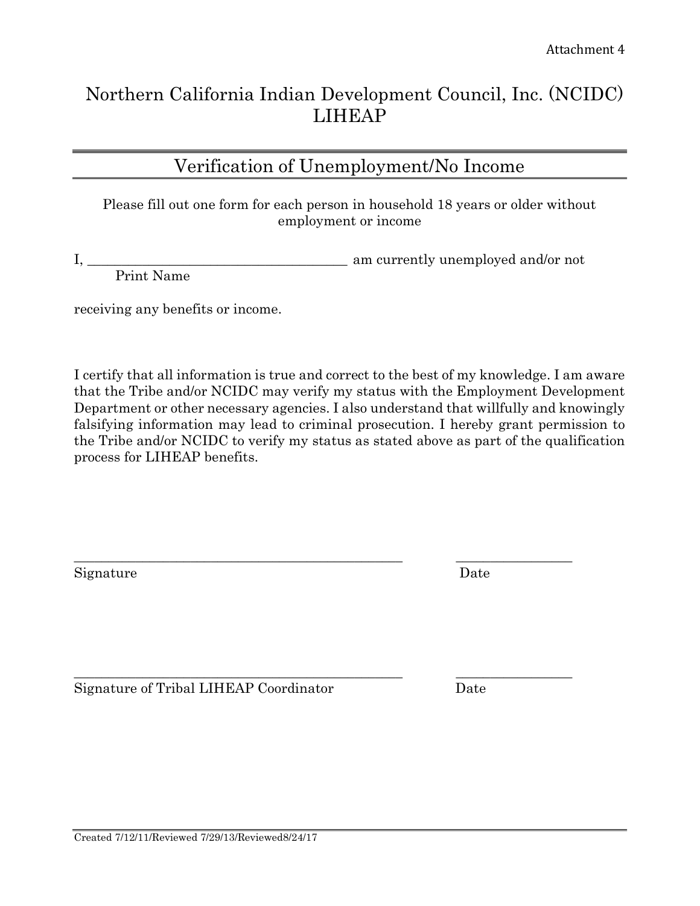Attachment 4

# Northern California Indian Development Council, Inc. (NCIDC) LIHEAP

## Verification of Unemployment/No Income

Please fill out one form for each person in household 18 years or older without employment or income

I, ______________________________________ am currently unemployed and/or not
Print Name

receiving any benefits or income.

I certify that all information is true and correct to the best of my knowledge. I am aware that the Tribe and/or NCIDC may verify my status with the Employment Development Department or other necessary agencies. I also understand that willfully and knowingly falsifying information may lead to criminal prosecution. I hereby grant permission to the Tribe and/or NCIDC to verify my status as stated above as part of the qualification process for LIHEAP benefits.

_______________________________________________ _________________
Signature Date

_______________________________________________ _________________
Signature of Tribal LIHEAP Coordinator Date

Created 7/12/11/Reviewed 7/29/13/Reviewed8/24/17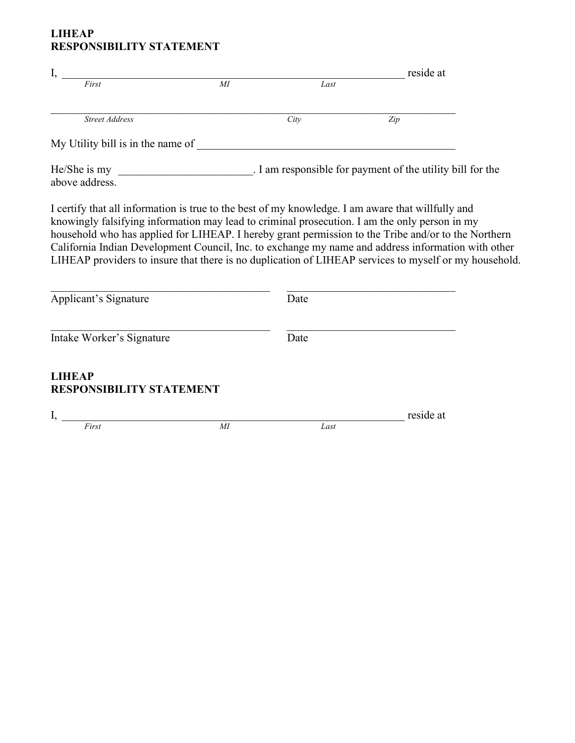**LIHEAP**
**RESPONSIBILITY STATEMENT**

I, ______________________________________________________________ reside at
*First* *MI* *Last*

___________________________________________________________________________
*Street Address* *City* *Zip*

My Utility bill is in the name of ______________________________________________

He/She is my ________________________. I am responsible for payment of the utility bill for the above address.

I certify that all information is true to the best of my knowledge. I am aware that willfully and knowingly falsifying information may lead to criminal prosecution. I am the only person in my household who has applied for LIHEAP. I hereby grant permission to the Tribe and/or to the Northern California Indian Development Council, Inc. to exchange my name and address information with other LIHEAP providers to insure that there is no duplication of LIHEAP services to myself or my household.

________________________________________ _______________________________
Applicant's Signature Date

________________________________________ _______________________________
Intake Worker's Signature Date

**LIHEAP**
**RESPONSIBILITY STATEMENT**

I, ______________________________________________________________ reside at
*First* *MI* *Last*